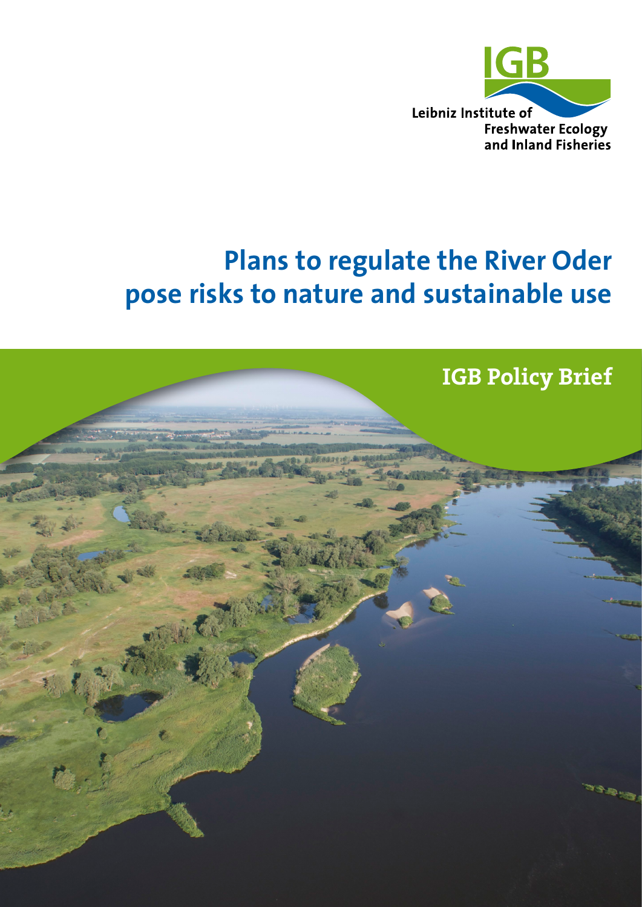IGB

Leibniz Institute of Freshwater Ecology and Inland Fisheries

# Plans to regulate the River Oder pose risks to nature and sustainable use

IGB Policy Brief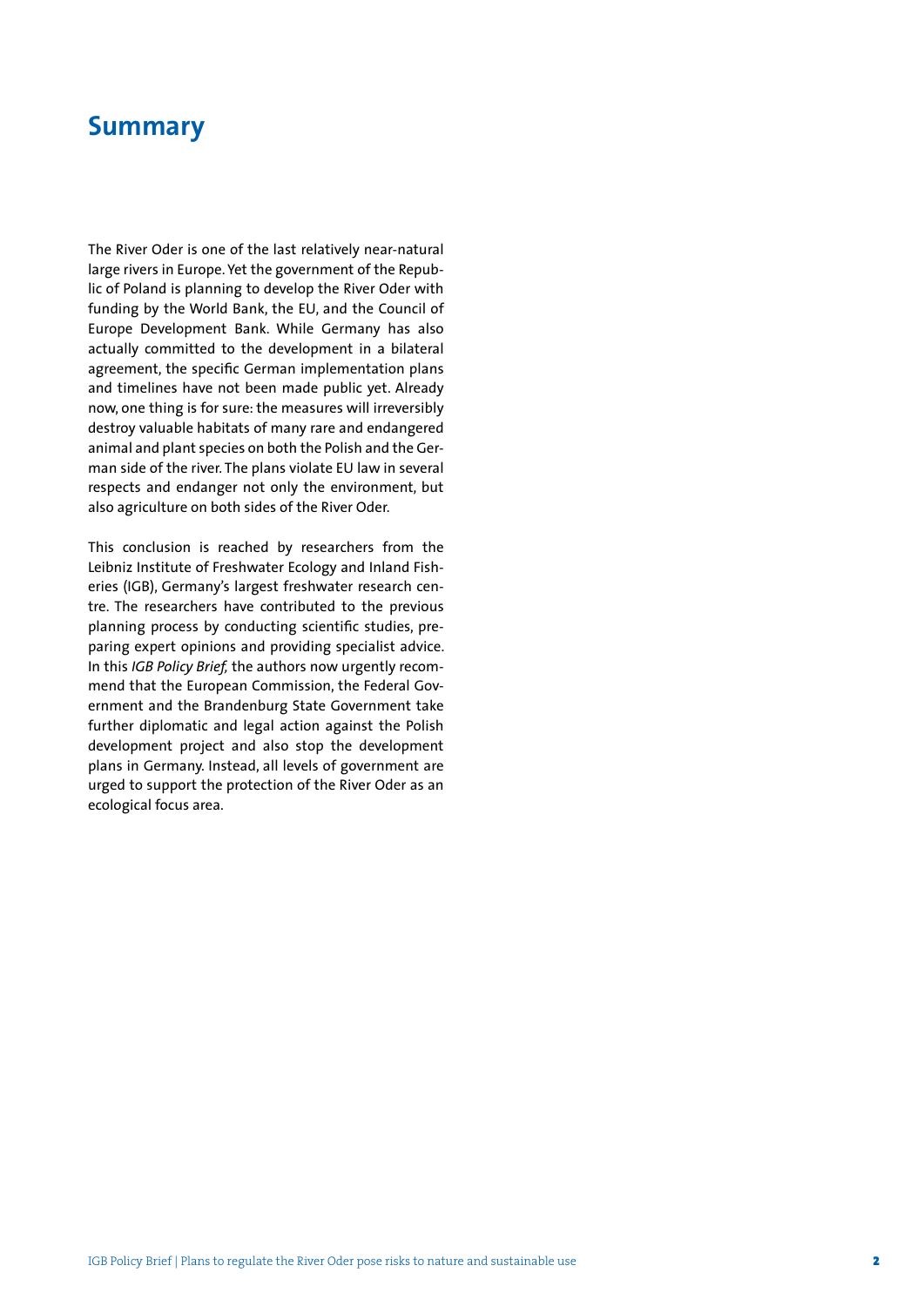# Summary

The River Oder is one of the last relatively near-natural large rivers in Europe. Yet the government of the Republic of Poland is planning to develop the River Oder with funding by the World Bank, the EU, and the Council of Europe Development Bank. While Germany has also actually committed to the development in a bilateral agreement, the specific German implementation plans and timelines have not been made public yet. Already now, one thing is for sure: the measures will irreversibly destroy valuable habitats of many rare and endangered animal and plant species on both the Polish and the German side of the river. The plans violate EU law in several respects and endanger not only the environment, but also agriculture on both sides of the River Oder.

This conclusion is reached by researchers from the Leibniz Institute of Freshwater Ecology and Inland Fisheries (IGB), Germany's largest freshwater research centre. The researchers have contributed to the previous planning process by conducting scientific studies, preparing expert opinions and providing specialist advice. In this *IGB Policy Brief,* the authors now urgently recommend that the European Commission, the Federal Government and the Brandenburg State Government take further diplomatic and legal action against the Polish development project and also stop the development plans in Germany. Instead, all levels of government are urged to support the protection of the River Oder as an ecological focus area.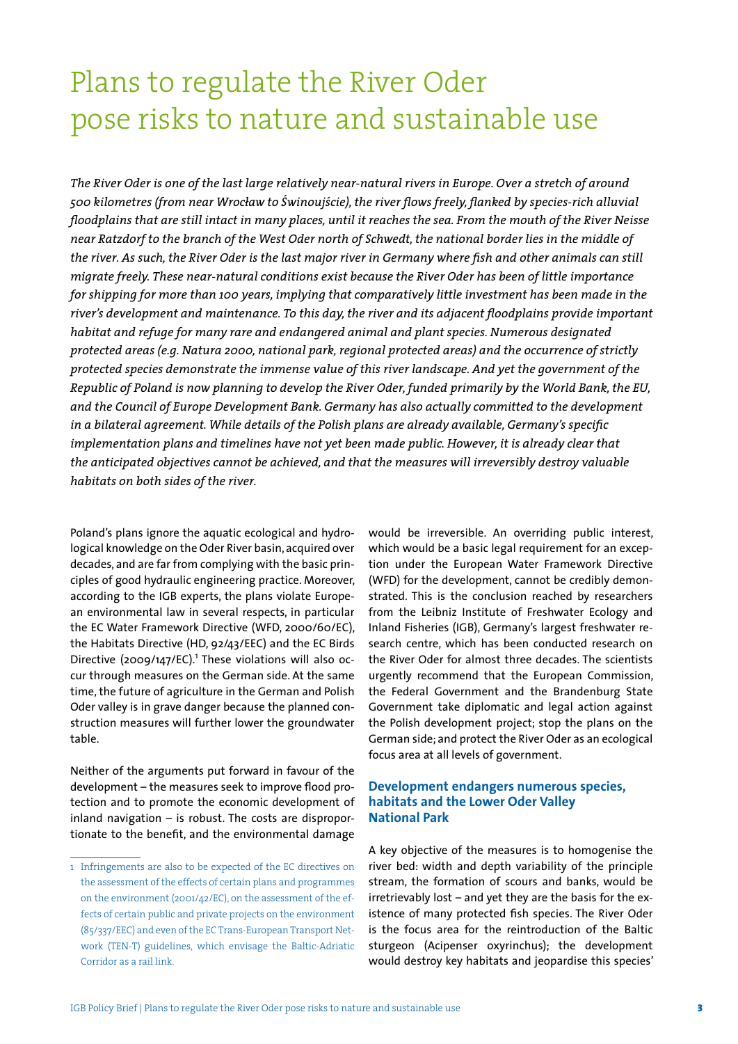# Plans to regulate the River Oder pose risks to nature and sustainable use

*The River Oder is one of the last large relatively near-natural rivers in Europe. Over a stretch of around 500 kilometres (from near Wrocław to Świnoujście), the river flows freely, flanked by species-rich alluvial floodplains that are still intact in many places, until it reaches the sea. From the mouth of the River Neisse near Ratzdorf to the branch of the West Oder north of Schwedt, the national border lies in the middle of the river. As such, the River Oder is the last major river in Germany where fish and other animals can still migrate freely. These near-natural conditions exist because the River Oder has been of little importance for shipping for more than 100 years, implying that comparatively little investment has been made in the river's development and maintenance. To this day, the river and its adjacent floodplains provide important habitat and refuge for many rare and endangered animal and plant species. Numerous designated protected areas (e.g. Natura 2000, national park, regional protected areas) and the occurrence of strictly protected species demonstrate the immense value of this river landscape. And yet the government of the Republic of Poland is now planning to develop the River Oder, funded primarily by the World Bank, the EU, and the Council of Europe Development Bank. Germany has also actually committed to the development in a bilateral agreement. While details of the Polish plans are already available, Germany's specific implementation plans and timelines have not yet been made public. However, it is already clear that the anticipated objectives cannot be achieved, and that the measures will irreversibly destroy valuable habitats on both sides of the river.*

Poland's plans ignore the aquatic ecological and hydrological knowledge on the Oder River basin, acquired over decades, and are far from complying with the basic principles of good hydraulic engineering practice. Moreover, according to the IGB experts, the plans violate European environmental law in several respects, in particular the EC Water Framework Directive (WFD, 2000/60/EC), the Habitats Directive (HD, 92/43/EEC) and the EC Birds Directive (2009/147/EC).[1] These violations will also occur through measures on the German side. At the same time, the future of agriculture in the German and Polish Oder valley is in grave danger because the planned construction measures will further lower the groundwater table.

Neither of the arguments put forward in favour of the development – the measures seek to improve flood protection and to promote the economic development of inland navigation – is robust. The costs are disproportionate to the benefit, and the environmental damage would be irreversible. An overriding public interest, which would be a basic legal requirement for an exception under the European Water Framework Directive (WFD) for the development, cannot be credibly demonstrated. This is the conclusion reached by researchers from the Leibniz Institute of Freshwater Ecology and Inland Fisheries (IGB), Germany's largest freshwater research centre, which has been conducted research on the River Oder for almost three decades. The scientists urgently recommend that the European Commission, the Federal Government and the Brandenburg State Government take diplomatic and legal action against the Polish development project; stop the plans on the German side; and protect the River Oder as an ecological focus area at all levels of government.

## Development endangers numerous species, habitats and the Lower Oder Valley National Park

A key objective of the measures is to homogenise the river bed: width and depth variability of the principle stream, the formation of scours and banks, would be irretrievably lost – and yet they are the basis for the existence of many protected fish species. The River Oder is the focus area for the reintroduction of the Baltic sturgeon (Acipenser oxyrinchus); the development would destroy key habitats and jeopardise this species'

1 Infringements are also to be expected of the EC directives on the assessment of the effects of certain plans and programmes on the environment (2001/42/EC), on the assessment of the effects of certain public and private projects on the environment (85/337/EEC) and even of the EC Trans-European Transport Network (TEN-T) guidelines, which envisage the Baltic-Adriatic Corridor as a rail link.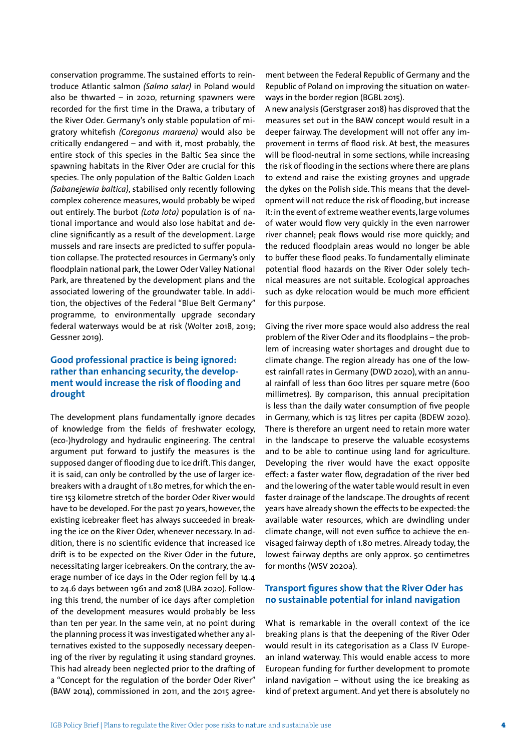conservation programme. The sustained efforts to reintroduce Atlantic salmon *(Salmo salar)* in Poland would also be thwarted – in 2020, returning spawners were recorded for the first time in the Drawa, a tributary of the River Oder. Germany's only stable population of migratory whitefish *(Coregonus maraena)* would also be critically endangered – and with it, most probably, the entire stock of this species in the Baltic Sea since the spawning habitats in the River Oder are crucial for this species. The only population of the Baltic Golden Loach *(Sabanejewia baltica)*, stabilised only recently following complex coherence measures, would probably be wiped out entirely. The burbot *(Lota lota)* population is of national importance and would also lose habitat and decline significantly as a result of the development. Large mussels and rare insects are predicted to suffer population collapse. The protected resources in Germany's only floodplain national park, the Lower Oder Valley National Park, are threatened by the development plans and the associated lowering of the groundwater table. In addition, the objectives of the Federal "Blue Belt Germany" programme, to environmentally upgrade secondary federal waterways would be at risk (Wolter 2018, 2019; Gessner 2019).

## Good professional practice is being ignored: rather than enhancing security, the development would increase the risk of flooding and drought

The development plans fundamentally ignore decades of knowledge from the fields of freshwater ecology, (eco-)hydrology and hydraulic engineering. The central argument put forward to justify the measures is the supposed danger of flooding due to ice drift. This danger, it is said, can only be controlled by the use of larger icebreakers with a draught of 1.80 metres, for which the entire 153 kilometre stretch of the border Oder River would have to be developed. For the past 70 years, however, the existing icebreaker fleet has always succeeded in breaking the ice on the River Oder, whenever necessary. In addition, there is no scientific evidence that increased ice drift is to be expected on the River Oder in the future, necessitating larger icebreakers. On the contrary, the average number of ice days in the Oder region fell by 14.4 to 24.6 days between 1961 and 2018 (UBA 2020). Following this trend, the number of ice days after completion of the development measures would probably be less than ten per year. In the same vein, at no point during the planning process it was investigated whether any alternatives existed to the supposedly necessary deepening of the river by regulating it using standard groynes. This had already been neglected prior to the drafting of a "Concept for the regulation of the border Oder River" (BAW 2014), commissioned in 2011, and the 2015 agreement between the Federal Republic of Germany and the Republic of Poland on improving the situation on waterways in the border region (BGBL 2015).

A new analysis (Gerstgraser 2018) has disproved that the measures set out in the BAW concept would result in a deeper fairway. The development will not offer any improvement in terms of flood risk. At best, the measures will be flood-neutral in some sections, while increasing the risk of flooding in the sections where there are plans to extend and raise the existing groynes and upgrade the dykes on the Polish side. This means that the development will not reduce the risk of flooding, but increase it: in the event of extreme weather events, large volumes of water would flow very quickly in the even narrower river channel; peak flows would rise more quickly; and the reduced floodplain areas would no longer be able to buffer these flood peaks. To fundamentally eliminate potential flood hazards on the River Oder solely technical measures are not suitable. Ecological approaches such as dyke relocation would be much more efficient for this purpose.

Giving the river more space would also address the real problem of the River Oder and its floodplains – the problem of increasing water shortages and drought due to climate change. The region already has one of the lowest rainfall rates in Germany (DWD 2020), with an annual rainfall of less than 600 litres per square metre (600 millimetres). By comparison, this annual precipitation is less than the daily water consumption of five people in Germany, which is 125 litres per capita (BDEW 2020). There is therefore an urgent need to retain more water in the landscape to preserve the valuable ecosystems and to be able to continue using land for agriculture. Developing the river would have the exact opposite effect: a faster water flow, degradation of the river bed and the lowering of the water table would result in even faster drainage of the landscape. The droughts of recent years have already shown the effects to be expected: the available water resources, which are dwindling under climate change, will not even suffice to achieve the envisaged fairway depth of 1.80 metres. Already today, the lowest fairway depths are only approx. 50 centimetres for months (WSV 2020a).

## Transport figures show that the River Oder has no sustainable potential for inland navigation

What is remarkable in the overall context of the ice breaking plans is that the deepening of the River Oder would result in its categorisation as a Class IV European inland waterway. This would enable access to more European funding for further development to promote inland navigation – without using the ice breaking as kind of pretext argument. And yet there is absolutely no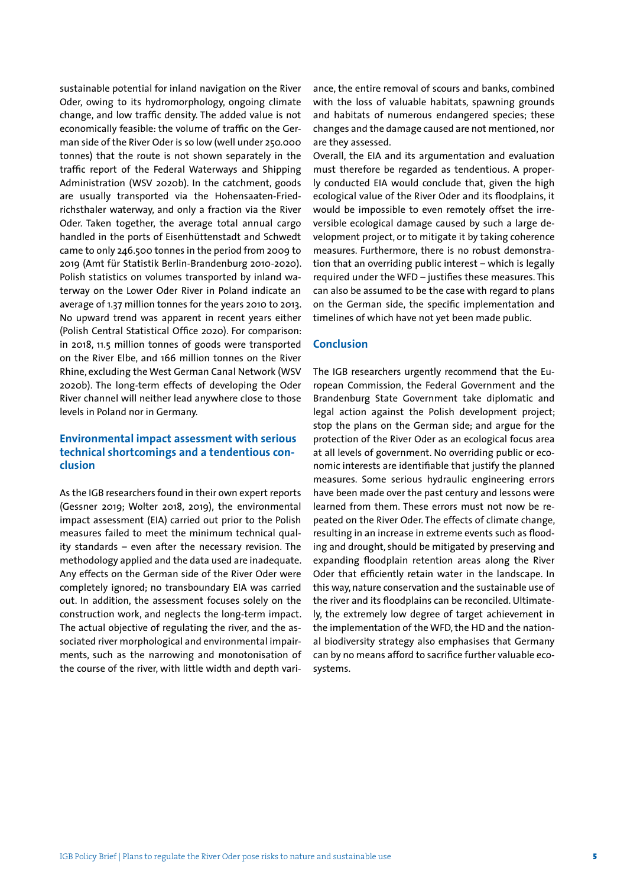sustainable potential for inland navigation on the River Oder, owing to its hydromorphology, ongoing climate change, and low traffic density. The added value is not economically feasible: the volume of traffic on the German side of the River Oder is so low (well under 250.000 tonnes) that the route is not shown separately in the traffic report of the Federal Waterways and Shipping Administration (WSV 2020b). In the catchment, goods are usually transported via the Hohensaaten-Friedrichsthaler waterway, and only a fraction via the River Oder. Taken together, the average total annual cargo handled in the ports of Eisenhüttenstadt and Schwedt came to only 246.500 tonnes in the period from 2009 to 2019 (Amt für Statistik Berlin-Brandenburg 2010-2020). Polish statistics on volumes transported by inland waterway on the Lower Oder River in Poland indicate an average of 1.37 million tonnes for the years 2010 to 2013. No upward trend was apparent in recent years either (Polish Central Statistical Office 2020). For comparison: in 2018, 11.5 million tonnes of goods were transported on the River Elbe, and 166 million tonnes on the River Rhine, excluding the West German Canal Network (WSV 2020b). The long-term effects of developing the Oder River channel will neither lead anywhere close to those levels in Poland nor in Germany.

## Environmental impact assessment with serious technical shortcomings and a tendentious conclusion

As the IGB researchers found in their own expert reports (Gessner 2019; Wolter 2018, 2019), the environmental impact assessment (EIA) carried out prior to the Polish measures failed to meet the minimum technical quality standards – even after the necessary revision. The methodology applied and the data used are inadequate. Any effects on the German side of the River Oder were completely ignored; no transboundary EIA was carried out. In addition, the assessment focuses solely on the construction work, and neglects the long-term impact. The actual objective of regulating the river, and the associated river morphological and environmental impairments, such as the narrowing and monotonisation of the course of the river, with little width and depth variance, the entire removal of scours and banks, combined with the loss of valuable habitats, spawning grounds and habitats of numerous endangered species; these changes and the damage caused are not mentioned, nor are they assessed.

Overall, the EIA and its argumentation and evaluation must therefore be regarded as tendentious. A properly conducted EIA would conclude that, given the high ecological value of the River Oder and its floodplains, it would be impossible to even remotely offset the irreversible ecological damage caused by such a large development project, or to mitigate it by taking coherence measures. Furthermore, there is no robust demonstration that an overriding public interest – which is legally required under the WFD – justifies these measures. This can also be assumed to be the case with regard to plans on the German side, the specific implementation and timelines of which have not yet been made public.

## Conclusion

The IGB researchers urgently recommend that the European Commission, the Federal Government and the Brandenburg State Government take diplomatic and legal action against the Polish development project; stop the plans on the German side; and argue for the protection of the River Oder as an ecological focus area at all levels of government. No overriding public or economic interests are identifiable that justify the planned measures. Some serious hydraulic engineering errors have been made over the past century and lessons were learned from them. These errors must not now be repeated on the River Oder. The effects of climate change, resulting in an increase in extreme events such as flooding and drought, should be mitigated by preserving and expanding floodplain retention areas along the River Oder that efficiently retain water in the landscape. In this way, nature conservation and the sustainable use of the river and its floodplains can be reconciled. Ultimately, the extremely low degree of target achievement in the implementation of the WFD, the HD and the national biodiversity strategy also emphasises that Germany can by no means afford to sacrifice further valuable ecosystems.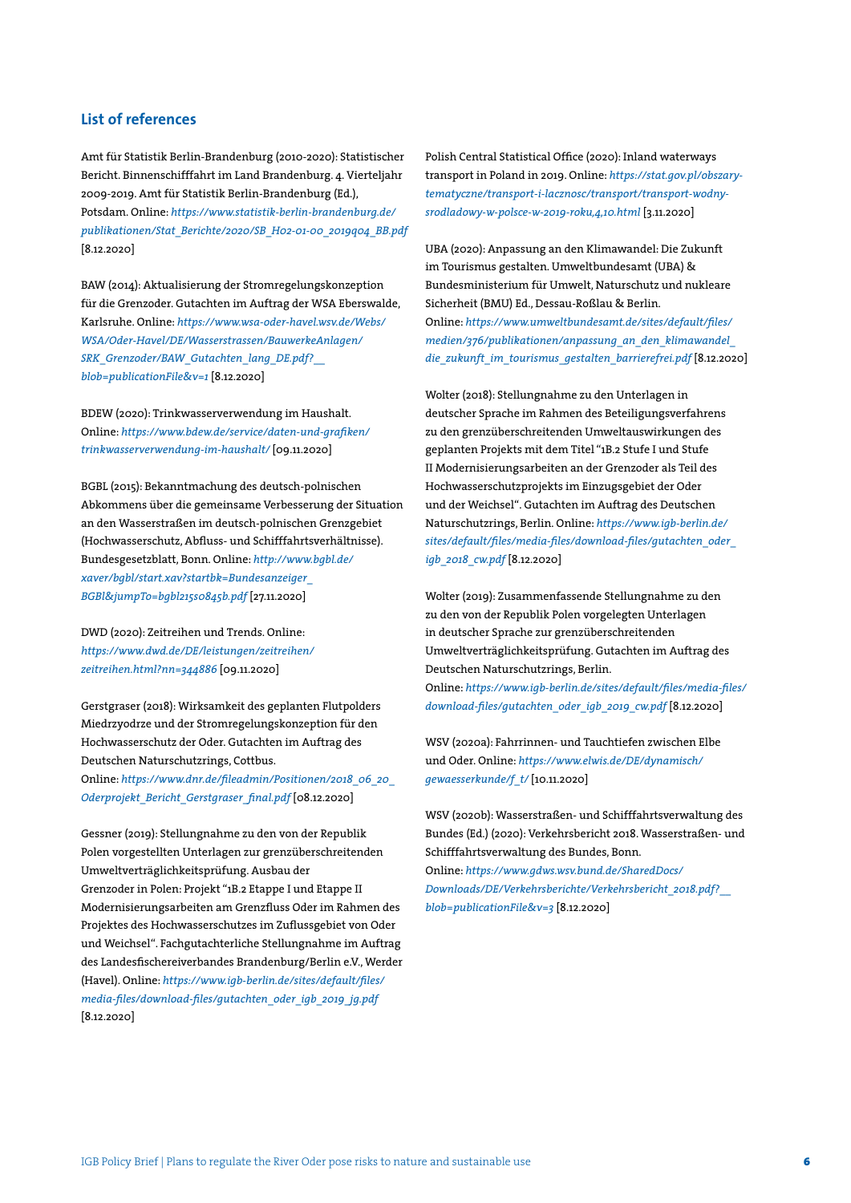## List of references

Amt für Statistik Berlin-Brandenburg (2010-2020): Statistischer Bericht. Binnenschifffahrt im Land Brandenburg. 4. Vierteljahr 2009-2019. Amt für Statistik Berlin-Brandenburg (Ed.), Potsdam. Online: *https://www.statistik-berlin-brandenburg.de/publikationen/Stat_Berichte/2020/SB_H02-01-00_2019q04_BB.pdf* [8.12.2020]

BAW (2014): Aktualisierung der Stromregelungskonzeption für die Grenzoder. Gutachten im Auftrag der WSA Eberswalde, Karlsruhe. Online: *https://www.wsa-oder-havel.wsv.de/Webs/WSA/Oder-Havel/DE/Wasserstrassen/BauwerkeAnlagen/SRK_Grenzoder/BAW_Gutachten_lang_DE.pdf?__blob=publicationFile&v=1* [8.12.2020]

BDEW (2020): Trinkwasserverwendung im Haushalt. Online: *https://www.bdew.de/service/daten-und-grafiken/trinkwasserverwendung-im-haushalt/* [09.11.2020]

BGBL (2015): Bekanntmachung des deutsch-polnischen Abkommens über die gemeinsame Verbesserung der Situation an den Wasserstraßen im deutsch-polnischen Grenzgebiet (Hochwasserschutz, Abfluss- und Schifffahrtsverhältnisse). Bundesgesetzblatt, Bonn. Online: *http://www.bgbl.de/xaver/bgbl/start.xav?startbk=Bundesanzeiger_BGBl&jumpTo=bgbl215s0845b.pdf* [27.11.2020]

DWD (2020): Zeitreihen und Trends. Online: *https://www.dwd.de/DE/leistungen/zeitreihen/zeitreihen.html?nn=344886* [09.11.2020]

Gerstgraser (2018): Wirksamkeit des geplanten Flutpolders Miedrzyodrze und der Stromregelungskonzeption für den Hochwasserschutz der Oder. Gutachten im Auftrag des Deutschen Naturschutzrings, Cottbus. Online: *https://www.dnr.de/fileadmin/Positionen/2018_06_20_Oderprojekt_Bericht_Gerstgraser_final.pdf* [08.12.2020]

Gessner (2019): Stellungnahme zu den von der Republik Polen vorgestellten Unterlagen zur grenzüberschreitenden Umweltverträglichkeitsprüfung. Ausbau der Grenzoder in Polen: Projekt "1B.2 Etappe I und Etappe II Modernisierungsarbeiten am Grenzfluss Oder im Rahmen des Projektes des Hochwasserschutzes im Zuflussgebiet von Oder und Weichsel". Fachgutachterliche Stellungnahme im Auftrag des Landesfischereiverbandes Brandenburg/Berlin e.V., Werder (Havel). Online: *https://www.igb-berlin.de/sites/default/files/media-files/download-files/gutachten_oder_igb_2019_jg.pdf* [8.12.2020]

Polish Central Statistical Office (2020): Inland waterways transport in Poland in 2019. Online: *https://stat.gov.pl/obszary-tematyczne/transport-i-lacznosc/transport/transport-wodny-srodladowy-w-polsce-w-2019-roku,4,10.html* [3.11.2020]

UBA (2020): Anpassung an den Klimawandel: Die Zukunft im Tourismus gestalten. Umweltbundesamt (UBA) & Bundesministerium für Umwelt, Naturschutz und nukleare Sicherheit (BMU) Ed., Dessau-Roßlau & Berlin. Online: *https://www.umweltbundesamt.de/sites/default/files/medien/376/publikationen/anpassung_an_den_klimawandel_die_zukunft_im_tourismus_gestalten_barrierefrei.pdf* [8.12.2020]

Wolter (2018): Stellungnahme zu den Unterlagen in deutscher Sprache im Rahmen des Beteiligungsverfahrens zu den grenzüberschreitenden Umweltauswirkungen des geplanten Projekts mit dem Titel "1B.2 Stufe I und Stufe II Modernisierungsarbeiten an der Grenzoder als Teil des Hochwasserschutzprojekts im Einzugsgebiet der Oder und der Weichsel". Gutachten im Auftrag des Deutschen Naturschutzrings, Berlin. Online: *https://www.igb-berlin.de/sites/default/files/media-files/download-files/gutachten_oder_igb_2018_cw.pdf* [8.12.2020]

Wolter (2019): Zusammenfassende Stellungnahme zu den zu den von der Republik Polen vorgelegten Unterlagen in deutscher Sprache zur grenzüberschreitenden Umweltverträglichkeitsprüfung. Gutachten im Auftrag des Deutschen Naturschutzrings, Berlin. Online: *https://www.igb-berlin.de/sites/default/files/media-files/download-files/gutachten_oder_igb_2019_cw.pdf* [8.12.2020]

WSV (2020a): Fahrrinnen- und Tauchtiefen zwischen Elbe und Oder. Online: *https://www.elwis.de/DE/dynamisch/gewaesserkunde/f_t/* [10.11.2020]

WSV (2020b): Wasserstraßen- und Schifffahrtsverwaltung des Bundes (Ed.) (2020): Verkehrsbericht 2018. Wasserstraßen- und Schifffahrtsverwaltung des Bundes, Bonn. Online: *https://www.gdws.wsv.bund.de/SharedDocs/Downloads/DE/Verkehrsberichte/Verkehrsbericht_2018.pdf?__blob=publicationFile&v=3* [8.12.2020]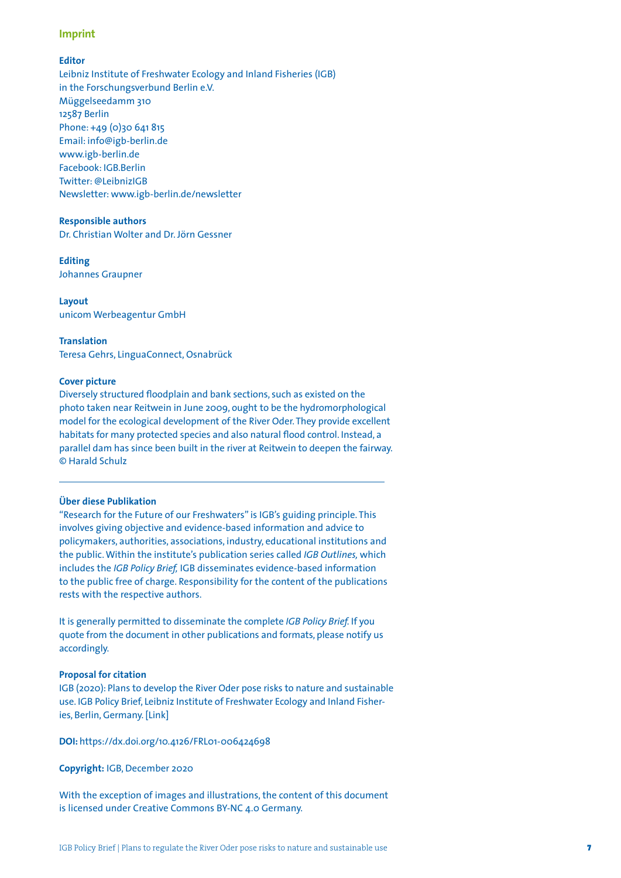## Imprint

**Editor**
Leibniz Institute of Freshwater Ecology and Inland Fisheries (IGB)
in the Forschungsverbund Berlin e.V.
Müggelseedamm 310
12587 Berlin
Phone: +49 (0)30 641 815
Email: info@igb-berlin.de
www.igb-berlin.de
Facebook: IGB.Berlin
Twitter: @LeibnizIGB
Newsletter: www.igb-berlin.de/newsletter

**Responsible authors**
Dr. Christian Wolter and Dr. Jörn Gessner

**Editing**
Johannes Graupner

**Layout**
unicom Werbeagentur GmbH

**Translation**
Teresa Gehrs, LinguaConnect, Osnabrück

**Cover picture**
Diversely structured floodplain and bank sections, such as existed on the photo taken near Reitwein in June 2009, ought to be the hydromorphological model for the ecological development of the River Oder. They provide excellent habitats for many protected species and also natural flood control. Instead, a parallel dam has since been built in the river at Reitwein to deepen the fairway.
© Harald Schulz

---

**Über diese Publikation**
"Research for the Future of our Freshwaters" is IGB's guiding principle. This involves giving objective and evidence-based information and advice to policymakers, authorities, associations, industry, educational institutions and the public. Within the institute's publication series called *IGB Outlines,* which includes the *IGB Policy Brief,* IGB disseminates evidence-based information to the public free of charge. Responsibility for the content of the publications rests with the respective authors.

It is generally permitted to disseminate the complete *IGB Policy Brief.* If you quote from the document in other publications and formats, please notify us accordingly.

**Proposal for citation**
IGB (2020): Plans to develop the River Oder pose risks to nature and sustainable use. IGB Policy Brief, Leibniz Institute of Freshwater Ecology and Inland Fisheries, Berlin, Germany. [Link]

**DOI:** https://dx.doi.org/10.4126/FRL01-006424698

**Copyright:** IGB, December 2020

With the exception of images and illustrations, the content of this document is licensed under Creative Commons BY-NC 4.0 Germany.